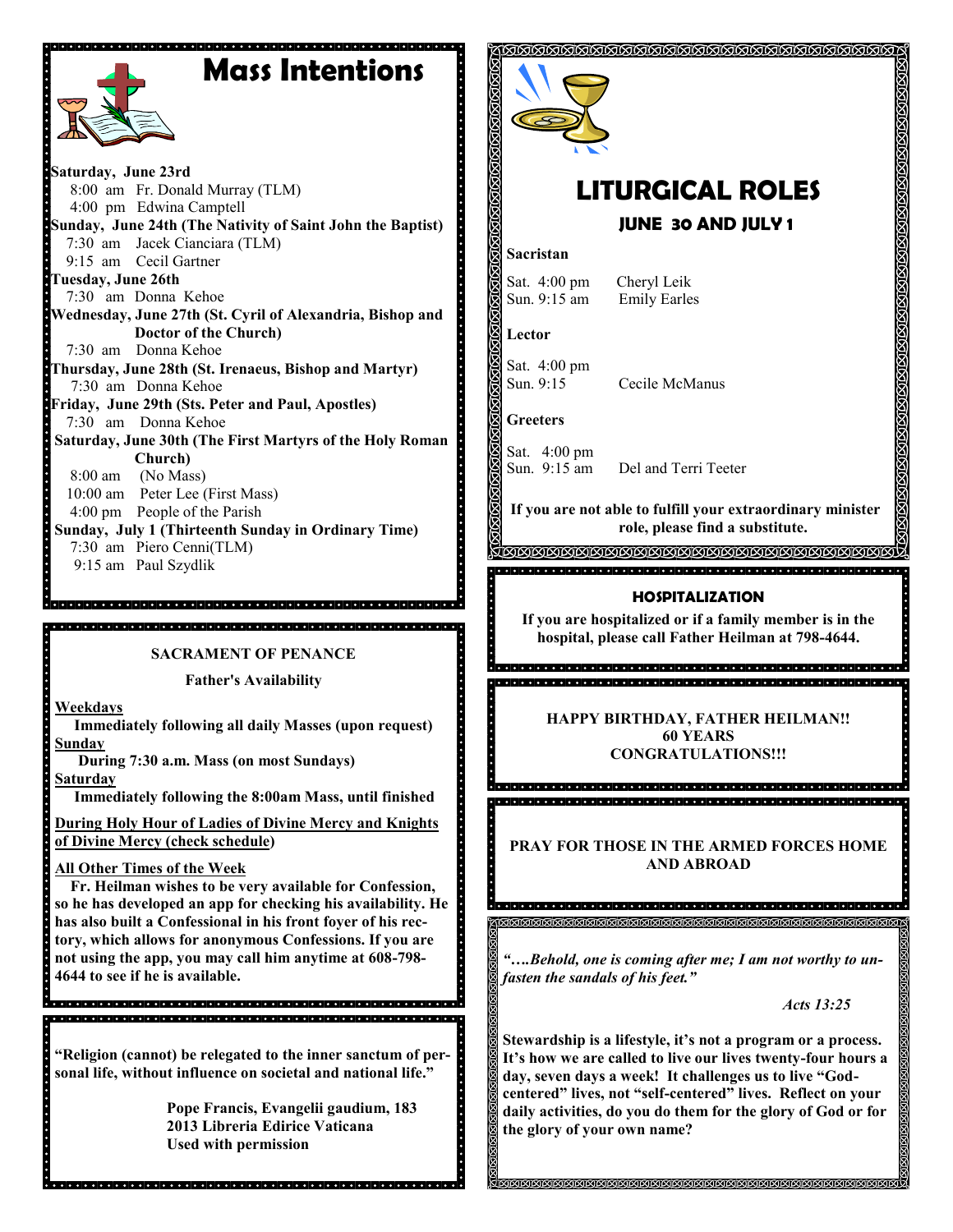# Mass Intentions

**Saturday, June 23rd**
8:00 am Fr. Donald Murray (TLM)
4:00 pm Edwina Camptell

**Sunday, June 24th (The Nativity of Saint John the Baptist)**
7:30 am Jacek Cianciara (TLM)
9:15 am Cecil Gartner

**Tuesday, June 26th**
7:30 am Donna Kehoe

**Wednesday, June 27th (St. Cyril of Alexandria, Bishop and Doctor of the Church)**
7:30 am Donna Kehoe

**Thursday, June 28th (St. Irenaeus, Bishop and Martyr)**
7:30 am Donna Kehoe

**Friday, June 29th (Sts. Peter and Paul, Apostles)**
7:30 am Donna Kehoe

**Saturday, June 30th (The First Martyrs of the Holy Roman Church)**
8:00 am (No Mass)
10:00 am Peter Lee (First Mass)
4:00 pm People of the Parish

**Sunday, July 1 (Thirteenth Sunday in Ordinary Time)**
7:30 am Piero Cenni(TLM)
9:15 am Paul Szydlik

## SACRAMENT OF PENANCE

**Father's Availability**

**Weekdays**
**Immediately following all daily Masses (upon request)**

**Sunday**
**During 7:30 a.m. Mass (on most Sundays)**

**Saturday**
**Immediately following the 8:00am Mass, until finished**

**During Holy Hour of Ladies of Divine Mercy and Knights of Divine Mercy (check schedule)**

**All Other Times of the Week**
**Fr. Heilman wishes to be very available for Confession, so he has developed an app for checking his availability. He has also built a Confessional in his front foyer of his rectory, which allows for anonymous Confessions. If you are not using the app, you may call him anytime at 608-798-4644 to see if he is available.**

**"Religion (cannot) be relegated to the inner sanctum of personal life, without influence on societal and national life."**

**Pope Francis, Evangelii gaudium, 183**
**2013 Libreria Edirice Vaticana**
**Used with permission**

# LITURGICAL ROLES

## JUNE 30 AND JULY 1

**Sacristan**

Sat. 4:00 pm Cheryl Leik
Sun. 9:15 am Emily Earles

**Lector**

Sat. 4:00 pm
Sun. 9:15 Cecile McManus

**Greeters**

Sat. 4:00 pm
Sun. 9:15 am Del and Terri Teeter

**If you are not able to fulfill your extraordinary minister role, please find a substitute.**

## HOSPITALIZATION

**If you are hospitalized or if a family member is in the hospital, please call Father Heilman at 798-4644.**

**HAPPY BIRTHDAY, FATHER HEILMAN!!**
**60 YEARS**
**CONGRATULATIONS!!!**

**PRAY FOR THOSE IN THE ARMED FORCES HOME AND ABROAD**

***"….Behold, one is coming after me; I am not worthy to unfasten the sandals of his feet."***

***Acts 13:25***

**Stewardship is a lifestyle, it's not a program or a process. It's how we are called to live our lives twenty-four hours a day, seven days a week! It challenges us to live "God-centered" lives, not "self-centered" lives. Reflect on your daily activities, do you do them for the glory of God or for the glory of your own name?**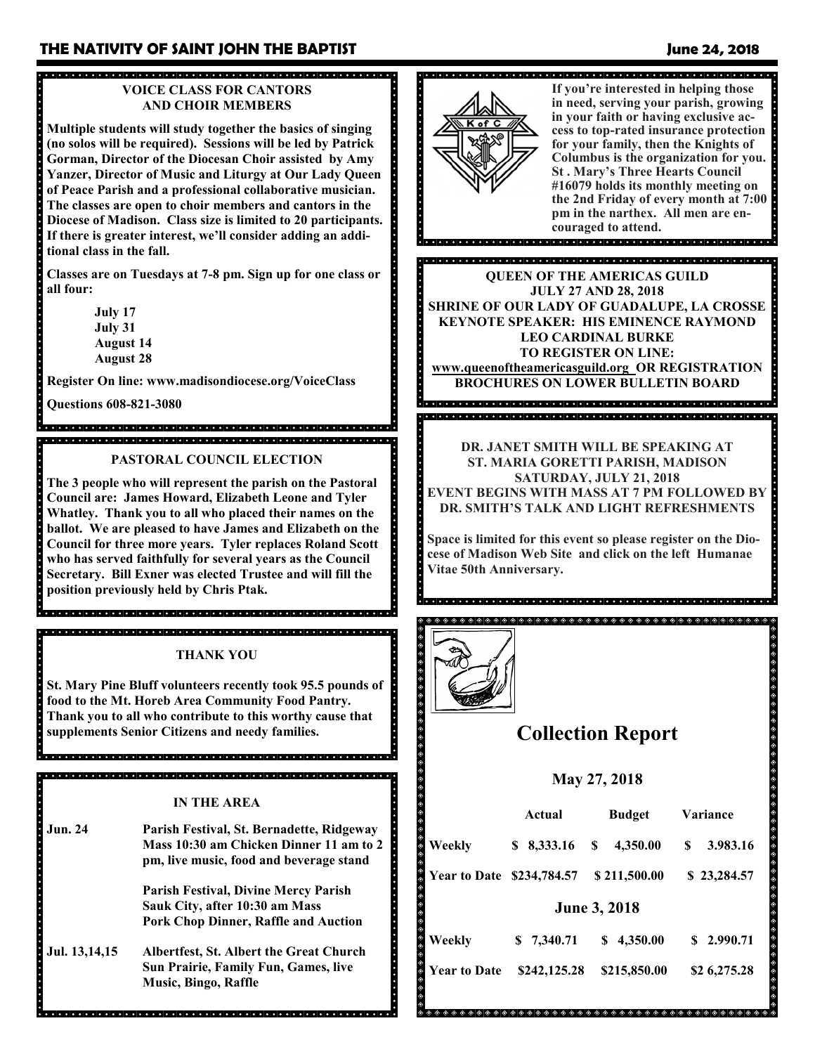### VOICE CLASS FOR CANTORS AND CHOIR MEMBERS

**Multiple students will study together the basics of singing (no solos will be required). Sessions will be led by Patrick Gorman, Director of the Diocesan Choir assisted by Amy Yanzer, Director of Music and Liturgy at Our Lady Queen of Peace Parish and a professional collaborative musician. The classes are open to choir members and cantors in the Diocese of Madison. Class size is limited to 20 participants. If there is greater interest, we'll consider adding an additional class in the fall.**

**Classes are on Tuesdays at 7-8 pm. Sign up for one class or all four:**

**July 17**
**July 31**
**August 14**
**August 28**

**Register On line: www.madisondiocese.org/VoiceClass**

**Questions 608-821-3080**

### PASTORAL COUNCIL ELECTION

**The 3 people who will represent the parish on the Pastoral Council are: James Howard, Elizabeth Leone and Tyler Whatley. Thank you to all who placed their names on the ballot. We are pleased to have James and Elizabeth on the Council for three more years. Tyler replaces Roland Scott who has served faithfully for several years as the Council Secretary. Bill Exner was elected Trustee and will fill the position previously held by Chris Ptak.**

### THANK YOU

**St. Mary Pine Bluff volunteers recently took 95.5 pounds of food to the Mt. Horeb Area Community Food Pantry. Thank you to all who contribute to this worthy cause that supplements Senior Citizens and needy families.**

### IN THE AREA

**Jun. 24** — **Parish Festival, St. Bernadette, Ridgeway Mass 10:30 am Chicken Dinner 11 am to 2 pm, live music, food and beverage stand**

**Parish Festival, Divine Mercy Parish Sauk City, after 10:30 am Mass Pork Chop Dinner, Raffle and Auction**

**Jul. 13,14,15** — **Albertfest, St. Albert the Great Church Sun Prairie, Family Fun, Games, live Music, Bingo, Raffle**

**If you're interested in helping those in need, serving your parish, growing in your faith or having exclusive access to top-rated insurance protection for your family, then the Knights of Columbus is the organization for you. St . Mary's Three Hearts Council #16079 holds its monthly meeting on the 2nd Friday of every month at 7:00 pm in the narthex. All men are encouraged to attend.**

### QUEEN OF THE AMERICAS GUILD

**JULY 27 AND 28, 2018**
**SHRINE OF OUR LADY OF GUADALUPE, LA CROSSE**
**KEYNOTE SPEAKER: HIS EMINENCE RAYMOND LEO CARDINAL BURKE**
**TO REGISTER ON LINE: www.queenoftheamericasguild.org OR REGISTRATION BROCHURES ON LOWER BULLETIN BOARD**

### DR. JANET SMITH WILL BE SPEAKING AT ST. MARIA GORETTI PARISH, MADISON

**SATURDAY, JULY 21, 2018**
**EVENT BEGINS WITH MASS AT 7 PM FOLLOWED BY DR. SMITH'S TALK AND LIGHT REFRESHMENTS**

**Space is limited for this event so please register on the Diocese of Madison Web Site and click on the left Humanae Vitae 50th Anniversary.**

## Collection Report

**May 27, 2018**

| | Actual | Budget | Variance |
|---|---|---|---|
| Weekly | $ 8,333.16 | $ 4,350.00 | $ 3.983.16 |
| Year to Date | $234,784.57 | $ 211,500.00 | $ 23,284.57 |

**June 3, 2018**

| | Actual | Budget | Variance |
|---|---|---|---|
| Weekly | $ 7,340.71 | $ 4,350.00 | $ 2.990.71 |
| Year to Date | $242,125.28 | $215,850.00 | $2 6,275.28 |